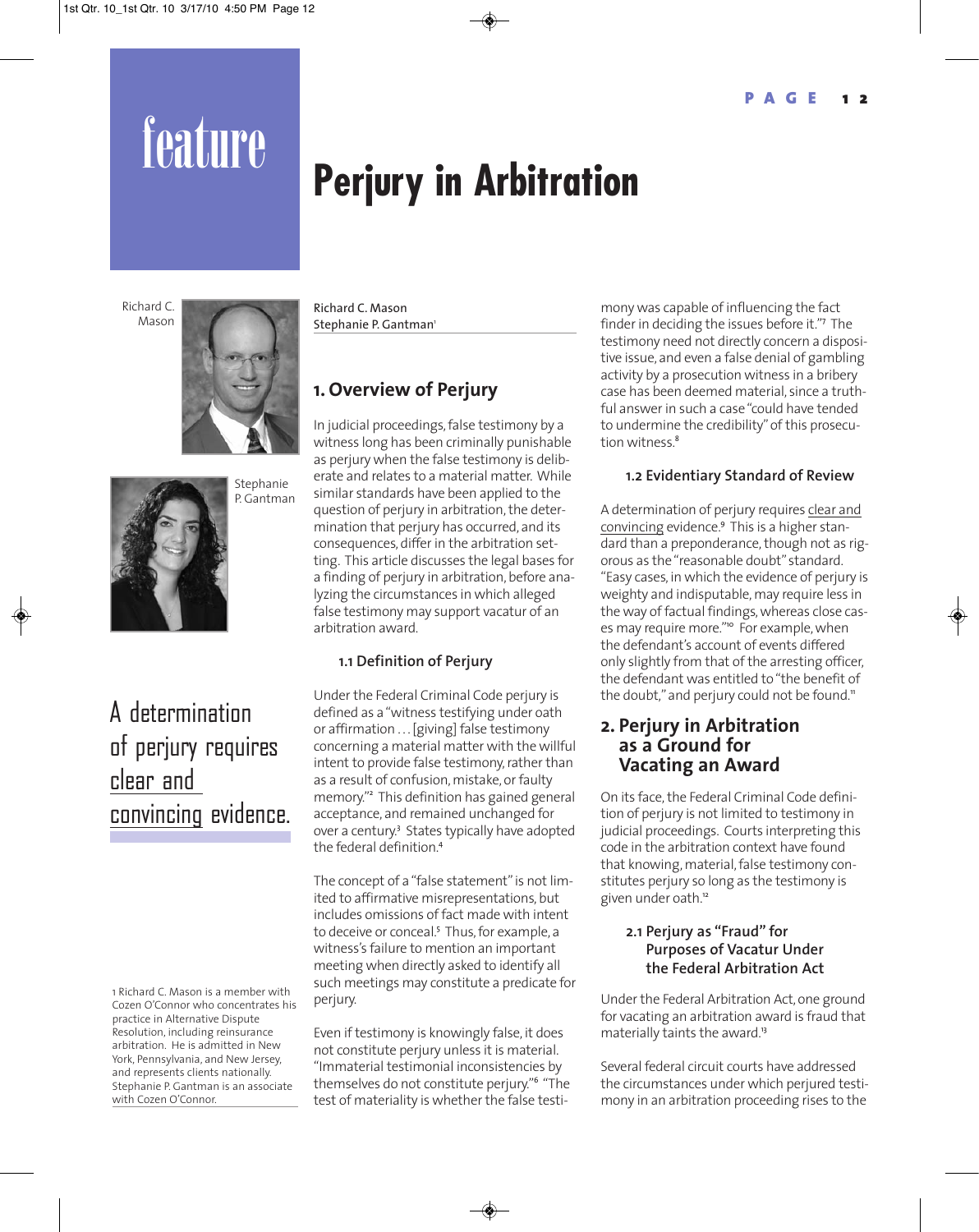feature

# Perjury in Arbitration

Richard C. Mason
Stephanie P. Gantman[1]

## 1. Overview of Perjury

In judicial proceedings, false testimony by a witness long has been criminally punishable as perjury when the false testimony is deliberate and relates to a material matter. While similar standards have been applied to the question of perjury in arbitration, the determination that perjury has occurred, and its consequences, differ in the arbitration setting. This article discusses the legal bases for a finding of perjury in arbitration, before analyzing the circumstances in which alleged false testimony may support vacatur of an arbitration award.

### 1.1 Definition of Perjury

Under the Federal Criminal Code perjury is defined as a "witness testifying under oath or affirmation . . . [giving] false testimony concerning a material matter with the willful intent to provide false testimony, rather than as a result of confusion, mistake, or faulty memory."[2] This definition has gained general acceptance, and remained unchanged for over a century.[3] States typically have adopted the federal definition.[4]

The concept of a "false statement" is not limited to affirmative misrepresentations, but includes omissions of fact made with intent to deceive or conceal.[5] Thus, for example, a witness's failure to mention an important meeting when directly asked to identify all such meetings may constitute a predicate for perjury.

Even if testimony is knowingly false, it does not constitute perjury unless it is material. "Immaterial testimonial inconsistencies by themselves do not constitute perjury."[6] "The test of materiality is whether the false testimony was capable of influencing the fact finder in deciding the issues before it."[7] The testimony need not directly concern a dispositive issue, and even a false denial of gambling activity by a prosecution witness in a bribery case has been deemed material, since a truthful answer in such a case "could have tended to undermine the credibility" of this prosecution witness.[8]

### 1.2 Evidentiary Standard of Review

A determination of perjury requires clear and convincing evidence.[9] This is a higher standard than a preponderance, though not as rigorous as the "reasonable doubt" standard. "Easy cases, in which the evidence of perjury is weighty and indisputable, may require less in the way of factual findings, whereas close cases may require more."[10] For example, when the defendant's account of events differed only slightly from that of the arresting officer, the defendant was entitled to "the benefit of the doubt," and perjury could not be found.[11]

> A determination of perjury requires clear and convincing evidence.

## 2. Perjury in Arbitration as a Ground for Vacating an Award

On its face, the Federal Criminal Code definition of perjury is not limited to testimony in judicial proceedings. Courts interpreting this code in the arbitration context have found that knowing, material, false testimony constitutes perjury so long as the testimony is given under oath.[12]

### 2.1 Perjury as "Fraud" for Purposes of Vacatur Under the Federal Arbitration Act

Under the Federal Arbitration Act, one ground for vacating an arbitration award is fraud that materially taints the award.[13]

Several federal circuit courts have addressed the circumstances under which perjured testimony in an arbitration proceeding rises to the

---

1 Richard C. Mason is a member with Cozen O'Connor who concentrates his practice in Alternative Dispute Resolution, including reinsurance arbitration. He is admitted in New York, Pennsylvania, and New Jersey, and represents clients nationally. Stephanie P. Gantman is an associate with Cozen O'Connor.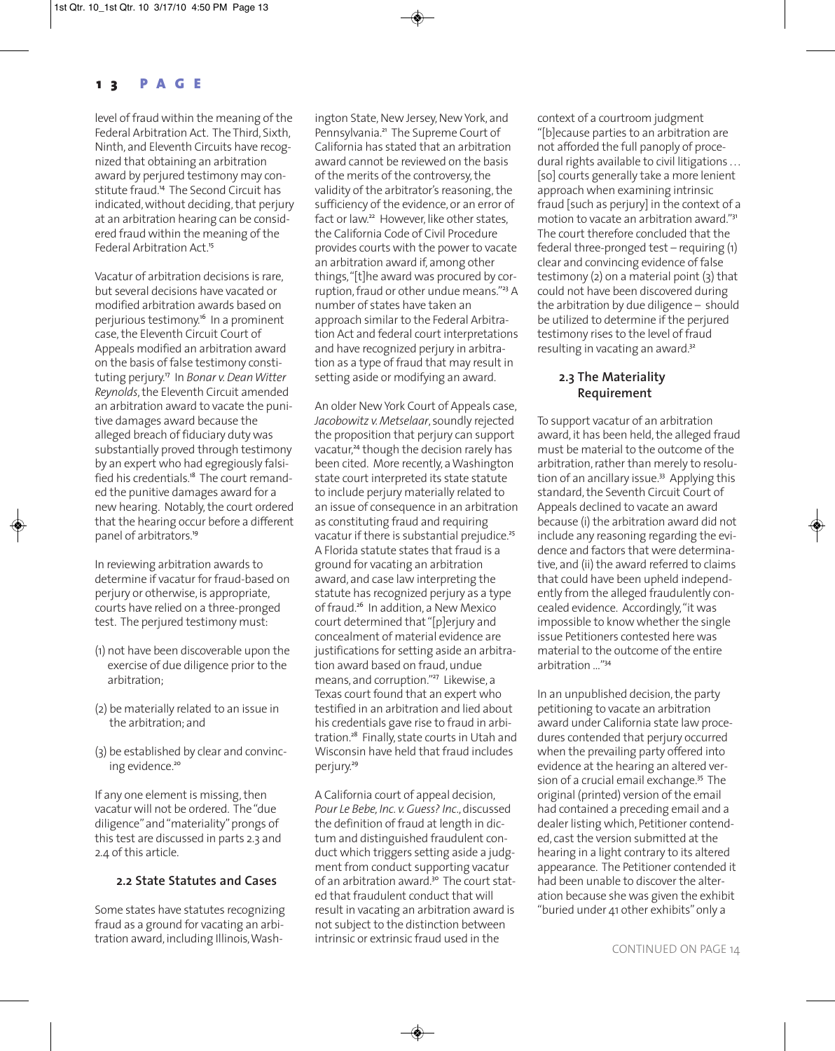level of fraud within the meaning of the Federal Arbitration Act. The Third, Sixth, Ninth, and Eleventh Circuits have recognized that obtaining an arbitration award by perjured testimony may constitute fraud.[14] The Second Circuit has indicated, without deciding, that perjury at an arbitration hearing can be considered fraud within the meaning of the Federal Arbitration Act.[15]

Vacatur of arbitration decisions is rare, but several decisions have vacated or modified arbitration awards based on perjurious testimony.[16] In a prominent case, the Eleventh Circuit Court of Appeals modified an arbitration award on the basis of false testimony constituting perjury.[17] In *Bonar v. Dean Witter Reynolds*, the Eleventh Circuit amended an arbitration award to vacate the punitive damages award because the alleged breach of fiduciary duty was substantially proved through testimony by an expert who had egregiously falsified his credentials.[18] The court remanded the punitive damages award for a new hearing. Notably, the court ordered that the hearing occur before a different panel of arbitrators.[19]

In reviewing arbitration awards to determine if vacatur for fraud-based on perjury or otherwise, is appropriate, courts have relied on a three-pronged test. The perjured testimony must:

(1) not have been discoverable upon the exercise of due diligence prior to the arbitration;

(2) be materially related to an issue in the arbitration; and

(3) be established by clear and convincing evidence.[20]

If any one element is missing, then vacatur will not be ordered. The "due diligence" and "materiality" prongs of this test are discussed in parts 2.3 and 2.4 of this article.

### 2.2 State Statutes and Cases

Some states have statutes recognizing fraud as a ground for vacating an arbitration award, including Illinois, Washington State, New Jersey, New York, and Pennsylvania.[21] The Supreme Court of California has stated that an arbitration award cannot be reviewed on the basis of the merits of the controversy, the validity of the arbitrator's reasoning, the sufficiency of the evidence, or an error of fact or law.[22] However, like other states, the California Code of Civil Procedure provides courts with the power to vacate an arbitration award if, among other things, "[t]he award was procured by corruption, fraud or other undue means."[23] A number of states have taken an approach similar to the Federal Arbitration Act and federal court interpretations and have recognized perjury in arbitration as a type of fraud that may result in setting aside or modifying an award.

An older New York Court of Appeals case, *Jacobowitz v. Metselaar*, soundly rejected the proposition that perjury can support vacatur,[24] though the decision rarely has been cited. More recently, a Washington state court interpreted its state statute to include perjury materially related to an issue of consequence in an arbitration as constituting fraud and requiring vacatur if there is substantial prejudice.[25] A Florida statute states that fraud is a ground for vacating an arbitration award, and case law interpreting the statute has recognized perjury as a type of fraud.[26] In addition, a New Mexico court determined that "[p]erjury and concealment of material evidence are justifications for setting aside an arbitration award based on fraud, undue means, and corruption."[27] Likewise, a Texas court found that an expert who testified in an arbitration and lied about his credentials gave rise to fraud in arbitration.[28] Finally, state courts in Utah and Wisconsin have held that fraud includes perjury.[29]

A California court of appeal decision, *Pour Le Bebe, Inc. v. Guess? Inc.*, discussed the definition of fraud at length in dictum and distinguished fraudulent conduct which triggers setting aside a judgment from conduct supporting vacatur of an arbitration award.[30] The court stated that fraudulent conduct that will result in vacating an arbitration award is not subject to the distinction between intrinsic or extrinsic fraud used in the context of a courtroom judgment "[b]ecause parties to an arbitration are not afforded the full panoply of procedural rights available to civil litigations … [so] courts generally take a more lenient approach when examining intrinsic fraud [such as perjury] in the context of a motion to vacate an arbitration award."[31] The court therefore concluded that the federal three-pronged test – requiring (1) clear and convincing evidence of false testimony (2) on a material point (3) that could not have been discovered during the arbitration by due diligence – should be utilized to determine if the perjured testimony rises to the level of fraud resulting in vacating an award.[32]

### 2.3 The Materiality Requirement

To support vacatur of an arbitration award, it has been held, the alleged fraud must be material to the outcome of the arbitration, rather than merely to resolution of an ancillary issue.[33] Applying this standard, the Seventh Circuit Court of Appeals declined to vacate an award because (i) the arbitration award did not include any reasoning regarding the evidence and factors that were determinative, and (ii) the award referred to claims that could have been upheld independently from the alleged fraudulently concealed evidence. Accordingly, "it was impossible to know whether the single issue Petitioners contested here was material to the outcome of the entire arbitration ..."[34]

In an unpublished decision, the party petitioning to vacate an arbitration award under California state law procedures contended that perjury occurred when the prevailing party offered into evidence at the hearing an altered version of a crucial email exchange.[35] The original (printed) version of the email had contained a preceding email and a dealer listing which, Petitioner contended, cast the version submitted at the hearing in a light contrary to its altered appearance. The Petitioner contended it had been unable to discover the alteration because she was given the exhibit "buried under 41 other exhibits" only a

CONTINUED ON PAGE 14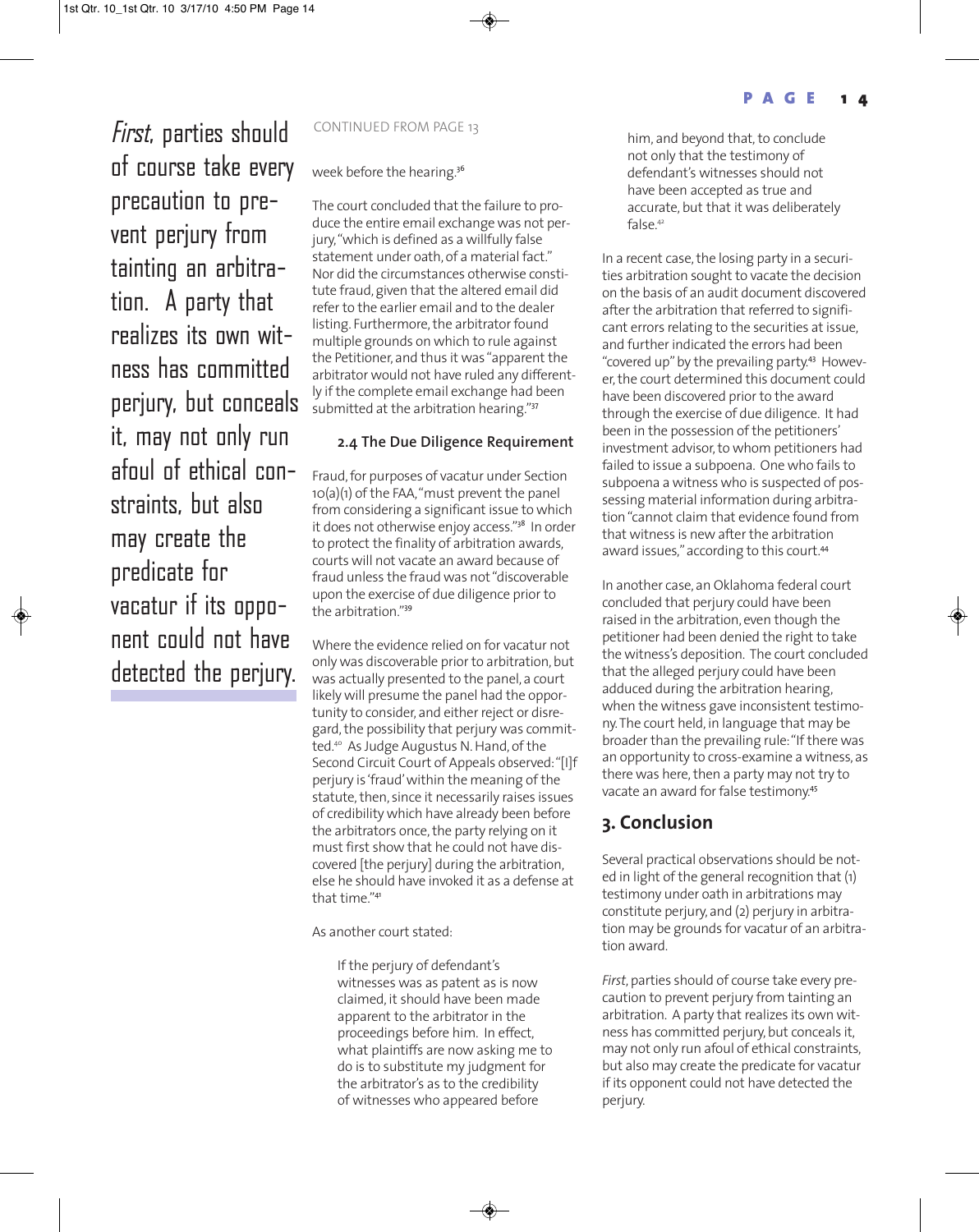*First*, parties should of course take every precaution to prevent perjury from tainting an arbitration. A party that realizes its own witness has committed perjury, but conceals it, may not only run afoul of ethical constraints, but also may create the predicate for vacatur if its opponent could not have detected the perjury.

CONTINUED FROM PAGE 13

week before the hearing.[36]

The court concluded that the failure to produce the entire email exchange was not perjury, "which is defined as a willfully false statement under oath, of a material fact." Nor did the circumstances otherwise constitute fraud, given that the altered email did refer to the earlier email and to the dealer listing. Furthermore, the arbitrator found multiple grounds on which to rule against the Petitioner, and thus it was "apparent the arbitrator would not have ruled any differently if the complete email exchange had been submitted at the arbitration hearing."[37]

### 2.4 The Due Diligence Requirement

Fraud, for purposes of vacatur under Section 10(a)(1) of the FAA, "must prevent the panel from considering a significant issue to which it does not otherwise enjoy access."[38] In order to protect the finality of arbitration awards, courts will not vacate an award because of fraud unless the fraud was not "discoverable upon the exercise of due diligence prior to the arbitration."[39]

Where the evidence relied on for vacatur not only was discoverable prior to arbitration, but was actually presented to the panel, a court likely will presume the panel had the opportunity to consider, and either reject or disregard, the possibility that perjury was committed.[40] As Judge Augustus N. Hand, of the Second Circuit Court of Appeals observed: "[I]f perjury is 'fraud' within the meaning of the statute, then, since it necessarily raises issues of credibility which have already been before the arbitrators once, the party relying on it must first show that he could not have discovered [the perjury] during the arbitration, else he should have invoked it as a defense at that time."[41]

As another court stated:

> If the perjury of defendant's witnesses was as patent as is now claimed, it should have been made apparent to the arbitrator in the proceedings before him. In effect, what plaintiffs are now asking me to do is to substitute my judgment for the arbitrator's as to the credibility of witnesses who appeared before him, and beyond that, to conclude not only that the testimony of defendant's witnesses should not have been accepted as true and accurate, but that it was deliberately false.[42]

In a recent case, the losing party in a securities arbitration sought to vacate the decision on the basis of an audit document discovered after the arbitration that referred to significant errors relating to the securities at issue, and further indicated the errors had been "covered up" by the prevailing party.[43] However, the court determined this document could have been discovered prior to the award through the exercise of due diligence. It had been in the possession of the petitioners' investment advisor, to whom petitioners had failed to issue a subpoena. One who fails to subpoena a witness who is suspected of possessing material information during arbitration "cannot claim that evidence found from that witness is new after the arbitration award issues," according to this court.[44]

In another case, an Oklahoma federal court concluded that perjury could have been raised in the arbitration, even though the petitioner had been denied the right to take the witness's deposition. The court concluded that the alleged perjury could have been adduced during the arbitration hearing, when the witness gave inconsistent testimony. The court held, in language that may be broader than the prevailing rule: "If there was an opportunity to cross-examine a witness, as there was here, then a party may not try to vacate an award for false testimony.[45]

## 3. Conclusion

Several practical observations should be noted in light of the general recognition that (1) testimony under oath in arbitrations may constitute perjury, and (2) perjury in arbitration may be grounds for vacatur of an arbitration award.

*First*, parties should of course take every precaution to prevent perjury from tainting an arbitration. A party that realizes its own witness has committed perjury, but conceals it, may not only run afoul of ethical constraints, but also may create the predicate for vacatur if its opponent could not have detected the perjury.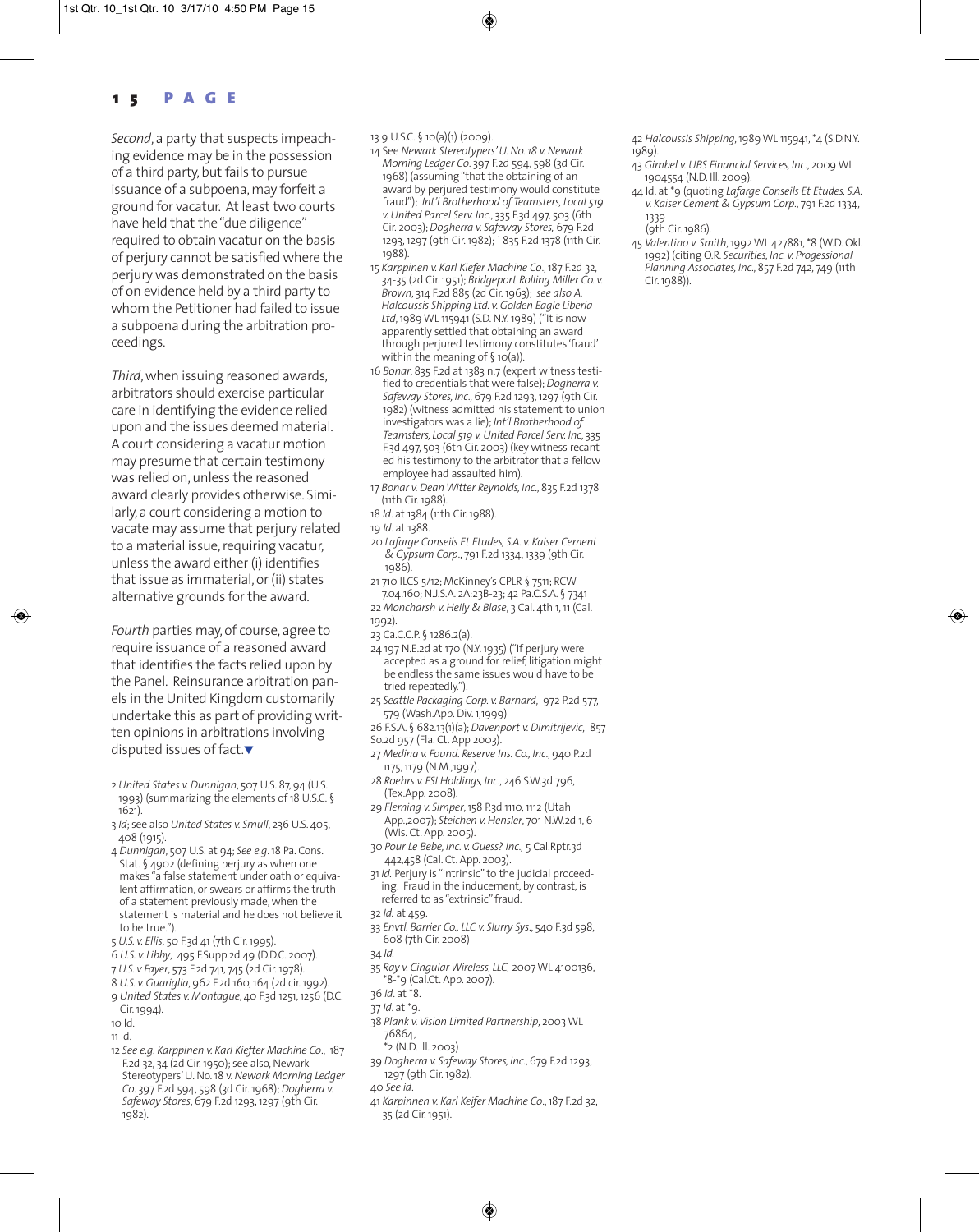*Second*, a party that suspects impeaching evidence may be in the possession of a third party, but fails to pursue issuance of a subpoena, may forfeit a ground for vacatur. At least two courts have held that the "due diligence" required to obtain vacatur on the basis of perjury cannot be satisfied where the perjury was demonstrated on the basis of on evidence held by a third party to whom the Petitioner had failed to issue a subpoena during the arbitration proceedings.

*Third*, when issuing reasoned awards, arbitrators should exercise particular care in identifying the evidence relied upon and the issues deemed material. A court considering a vacatur motion may presume that certain testimony was relied on, unless the reasoned award clearly provides otherwise. Similarly, a court considering a motion to vacate may assume that perjury related to a material issue, requiring vacatur, unless the award either (i) identifies that issue as immaterial, or (ii) states alternative grounds for the award.

*Fourth* parties may, of course, agree to require issuance of a reasoned award that identifies the facts relied upon by the Panel. Reinsurance arbitration panels in the United Kingdom customarily undertake this as part of providing written opinions in arbitrations involving disputed issues of fact.▼

2 *United States v. Dunnigan*, 507 U.S. 87, 94 (U.S. 1993) (summarizing the elements of 18 U.S.C. § 1621).

3 *Id*; see also *United States v. Smull*, 236 U.S. 405, 408 (1915).

4 *Dunnigan*, 507 U.S. at 94; *See e.g.* 18 Pa. Cons. Stat. § 4902 (defining perjury as when one makes "a false statement under oath or equivalent affirmation, or swears or affirms the truth of a statement previously made, when the statement is material and he does not believe it to be true.").

5 *U.S. v. Ellis*, 50 F.3d 41 (7th Cir. 1995).

6 *U.S. v. Libby*, 495 F.Supp.2d 49 (D.D.C. 2007).

7 *U.S. v Fayer*, 573 F.2d 741, 745 (2d Cir. 1978).

8 *U.S. v. Guariglia*, 962 F.2d 160, 164 (2d cir. 1992).

9 *United States v. Montague*, 40 F.3d 1251, 1256 (D.C. Cir. 1994).

10 Id.

11 Id.

12 *See e.g. Karppinen v. Karl Kiefter Machine Co.*, 187 F.2d 32, 34 (2d Cir. 1950); see also, Newark Stereotypers' U. No. 18 v. *Newark Morning Ledger Co.* 397 F.2d 594, 598 (3d Cir. 1968); *Dogherra v. Safeway Stores*, 679 F.2d 1293, 1297 (9th Cir. 1982).

13 9 U.S.C. § 10(a)(1) (2009).

14 See *Newark Stereotypers' U. No. 18 v. Newark Morning Ledger Co.* 397 F.2d 594, 598 (3d Cir. 1968) (assuming "that the obtaining of an award by perjured testimony would constitute fraud"); *Int'l Brotherhood of Teamsters, Local 519 v. United Parcel Serv. Inc.*, 335 F.3d 497, 503 (6th Cir. 2003); *Dogherra v. Safeway Stores*, 679 F.2d 1293, 1297 (9th Cir. 1982); `835 F.2d 1378 (11th Cir. 1988).

15 *Karppinen v. Karl Kiefer Machine Co.*, 187 F.2d 32, 34-35 (2d Cir. 1951); *Bridgeport Rolling Miller Co. v. Brown*, 314 F.2d 885 (2d Cir. 1963); *see also A. Halcoussis Shipping Ltd. v. Golden Eagle Liberia Ltd*, 1989 WL 115941 (S.D. N.Y. 1989) ("It is now apparently settled that obtaining an award through perjured testimony constitutes 'fraud' within the meaning of § 10(a)).

16 *Bonar*, 835 F.2d at 1383 n.7 (expert witness testified to credentials that were false); *Dogherra v. Safeway Stores, Inc.*, 679 F.2d 1293, 1297 (9th Cir. 1982) (witness admitted his statement to union investigators was a lie); *Int'l Brotherhood of Teamsters, Local 519 v. United Parcel Serv. Inc*, 335 F.3d 497, 503 (6th Cir. 2003) (key witness recanted his testimony to the arbitrator that a fellow employee had assaulted him).

17 *Bonar v. Dean Witter Reynolds, Inc.*, 835 F.2d 1378 (11th Cir. 1988).

18 *Id.* at 1384 (11th Cir. 1988).

19 *Id.* at 1388.

20 *Lafarge Conseils Et Etudes, S.A. v. Kaiser Cement & Gypsum Corp.*, 791 F.2d 1334, 1339 (9th Cir. 1986).

21 710 ILCS 5/12; McKinney's CPLR § 7511; RCW 7.04.160; N.J.S.A. 2A:23B-23; 42 Pa.C.S.A. § 7341

22 *Moncharsh v. Heily & Blase*, 3 Cal. 4th 1, 11 (Cal. 1992).

23 Ca.C.C.P. § 1286.2(a).

24 197 N.E.2d at 170 (N.Y. 1935) ("If perjury were accepted as a ground for relief, litigation might be endless the same issues would have to be tried repeatedly.").

25 *Seattle Packaging Corp. v. Barnard*, 972 P.2d 577, 579 (Wash.App. Div. 1,1999)

26 F.S.A. § 682.13(1)(a); *Davenport v. Dimitrijevic*, 857 So.2d 957 (Fla. Ct. App 2003).

27 *Medina v. Found. Reserve Ins. Co., Inc.*, 940 P.2d 1175, 1179 (N.M.,1997).

28 *Roehrs v. FSI Holdings, Inc.*, 246 S.W.3d 796, (Tex.App. 2008).

29 *Fleming v. Simper*, 158 P.3d 1110, 1112 (Utah App.,2007); *Steichen v. Hensler*, 701 N.W.2d 1, 6 (Wis. Ct. App. 2005).

30 *Pour Le Bebe, Inc. v. Guess? Inc.*, 5 Cal.Rptr.3d 442,458 (Cal. Ct. App. 2003).

31 *Id.* Perjury is "intrinsic" to the judicial proceeding. Fraud in the inducement, by contrast, is referred to as "extrinsic" fraud.

32 *Id.* at 459.

33 *Envtl. Barrier Co., LLC v. Slurry Sys.*, 540 F.3d 598, 608 (7th Cir. 2008)

34 *Id.*

35 *Ray v. Cingular Wireless, LLC,* 2007 WL 4100136, *8-*9 (Cal.Ct. App. 2007).

36 *Id.* at *8.

37 *Id.* at *9.

38 *Plank v. Vision Limited Partnership*, 2003 WL 76864, *2 (N.D. Ill. 2003)

39 *Dogherra v. Safeway Stores, Inc.*, 679 F.2d 1293, 1297 (9th Cir. 1982).

40 *See id.*

41 *Karpinnen v. Karl Keifer Machine Co.*, 187 F.2d 32, 35 (2d Cir. 1951).

42 *Halcoussis Shipping*, 1989 WL 115941, *4 (S.D.N.Y. 1989).

43 *Gimbel v. UBS Financial Services, Inc.*, 2009 WL 1904554 (N.D. Ill. 2009).

44 Id. at *9 (quoting *Lafarge Conseils Et Etudes, S.A. v. Kaiser Cement & Gypsum Corp.*, 791 F.2d 1334, 1339 (9th Cir. 1986).

45 *Valentino v. Smith*, 1992 WL 427881, *8 (W.D. Okl. 1992) (citing O.R. *Securities, Inc. v. Progessional Planning Associates, Inc.*, 857 F.2d 742, 749 (11th Cir. 1988)).